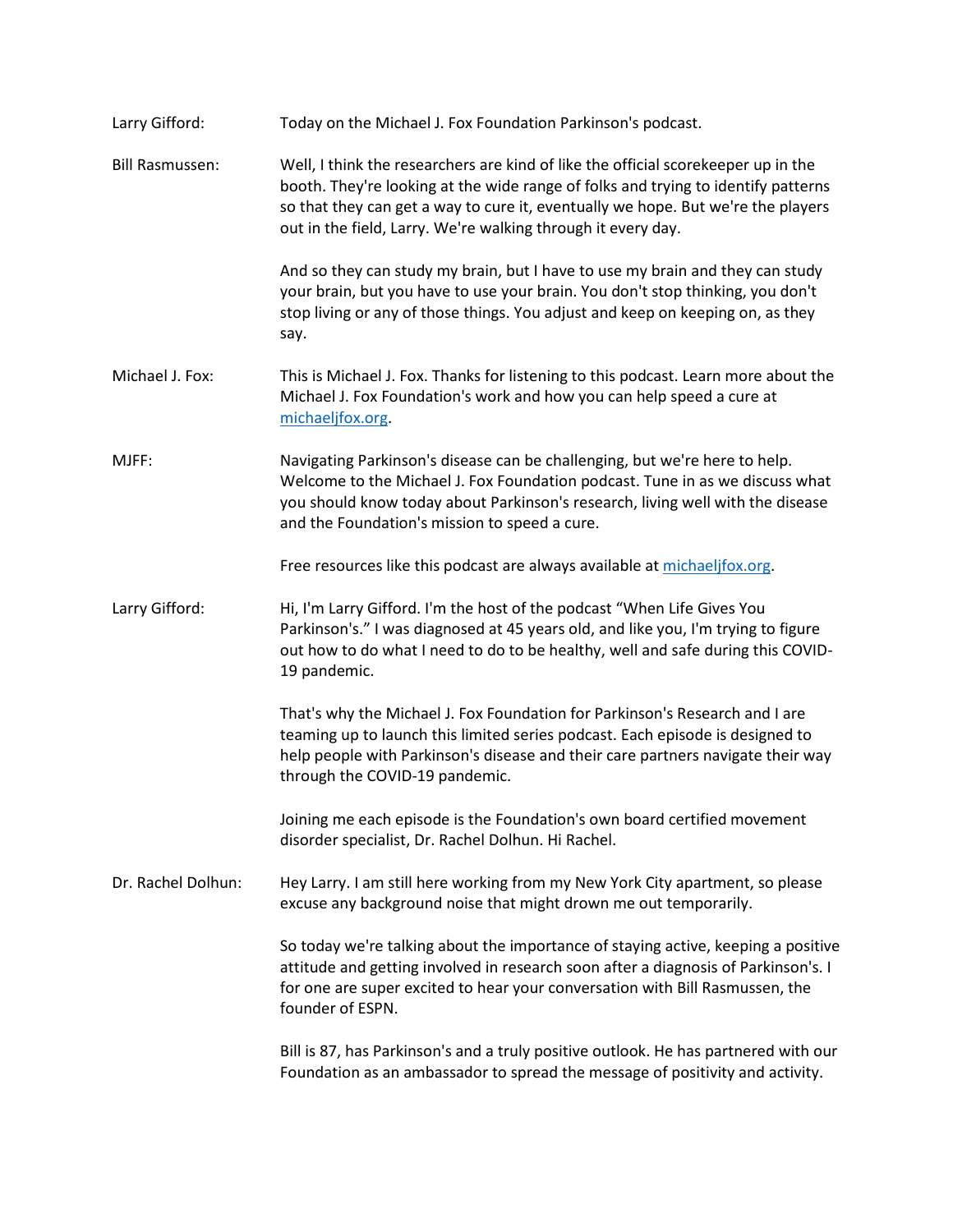**Larry Gifford:** Today on the Michael J. Fox Foundation Parkinson's podcast.

**Bill Rasmussen:** Well, I think the researchers are kind of like the official scorekeeper up in the booth. They're looking at the wide range of folks and trying to identify patterns so that they can get a way to cure it, eventually we hope. But we're the players out in the field, Larry. We're walking through it every day.

And so they can study my brain, but I have to use my brain and they can study your brain, but you have to use your brain. You don't stop thinking, you don't stop living or any of those things. You adjust and keep on keeping on, as they say.

**Michael J. Fox:** This is Michael J. Fox. Thanks for listening to this podcast. Learn more about the Michael J. Fox Foundation's work and how you can help speed a cure at [michaeljfox.org](http://michaeljfox.org).

**MJFF:** Navigating Parkinson's disease can be challenging, but we're here to help. Welcome to the Michael J. Fox Foundation podcast. Tune in as we discuss what you should know today about Parkinson's research, living well with the disease and the Foundation's mission to speed a cure.

Free resources like this podcast are always available at [michaeljfox.org](http://michaeljfox.org).

**Larry Gifford:** Hi, I'm Larry Gifford. I'm the host of the podcast "When Life Gives You Parkinson's." I was diagnosed at 45 years old, and like you, I'm trying to figure out how to do what I need to do to be healthy, well and safe during this COVID-19 pandemic.

That's why the Michael J. Fox Foundation for Parkinson's Research and I are teaming up to launch this limited series podcast. Each episode is designed to help people with Parkinson's disease and their care partners navigate their way through the COVID-19 pandemic.

Joining me each episode is the Foundation's own board certified movement disorder specialist, Dr. Rachel Dolhun. Hi Rachel.

**Dr. Rachel Dolhun:** Hey Larry. I am still here working from my New York City apartment, so please excuse any background noise that might drown me out temporarily.

So today we're talking about the importance of staying active, keeping a positive attitude and getting involved in research soon after a diagnosis of Parkinson's. I for one are super excited to hear your conversation with Bill Rasmussen, the founder of ESPN.

Bill is 87, has Parkinson's and a truly positive outlook. He has partnered with our Foundation as an ambassador to spread the message of positivity and activity.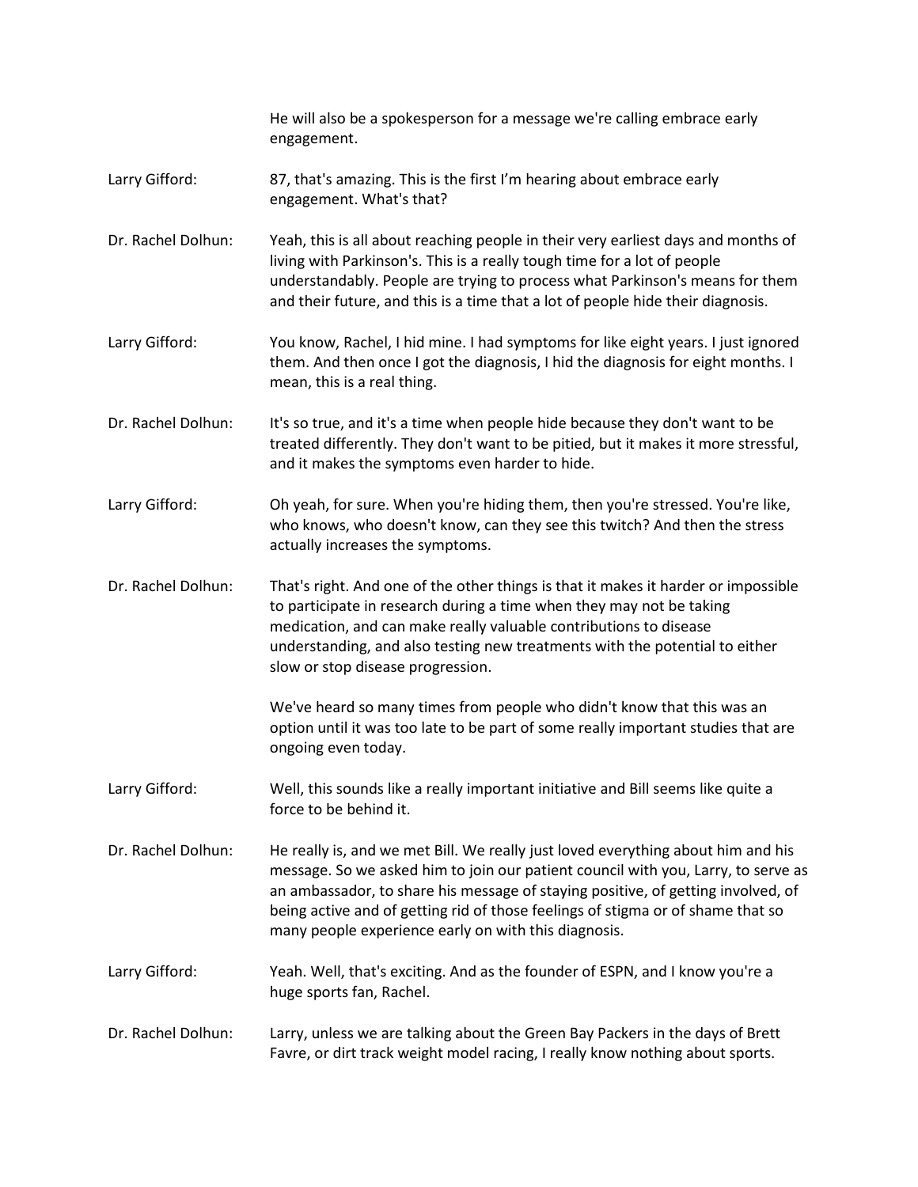He will also be a spokesperson for a message we're calling embrace early engagement.

**Larry Gifford:** 87, that's amazing. This is the first I'm hearing about embrace early engagement. What's that?

**Dr. Rachel Dolhun:** Yeah, this is all about reaching people in their very earliest days and months of living with Parkinson's. This is a really tough time for a lot of people understandably. People are trying to process what Parkinson's means for them and their future, and this is a time that a lot of people hide their diagnosis.

**Larry Gifford:** You know, Rachel, I hid mine. I had symptoms for like eight years. I just ignored them. And then once I got the diagnosis, I hid the diagnosis for eight months. I mean, this is a real thing.

**Dr. Rachel Dolhun:** It's so true, and it's a time when people hide because they don't want to be treated differently. They don't want to be pitied, but it makes it more stressful, and it makes the symptoms even harder to hide.

**Larry Gifford:** Oh yeah, for sure. When you're hiding them, then you're stressed. You're like, who knows, who doesn't know, can they see this twitch? And then the stress actually increases the symptoms.

**Dr. Rachel Dolhun:** That's right. And one of the other things is that it makes it harder or impossible to participate in research during a time when they may not be taking medication, and can make really valuable contributions to disease understanding, and also testing new treatments with the potential to either slow or stop disease progression.

We've heard so many times from people who didn't know that this was an option until it was too late to be part of some really important studies that are ongoing even today.

**Larry Gifford:** Well, this sounds like a really important initiative and Bill seems like quite a force to be behind it.

**Dr. Rachel Dolhun:** He really is, and we met Bill. We really just loved everything about him and his message. So we asked him to join our patient council with you, Larry, to serve as an ambassador, to share his message of staying positive, of getting involved, of being active and of getting rid of those feelings of stigma or of shame that so many people experience early on with this diagnosis.

**Larry Gifford:** Yeah. Well, that's exciting. And as the founder of ESPN, and I know you're a huge sports fan, Rachel.

**Dr. Rachel Dolhun:** Larry, unless we are talking about the Green Bay Packers in the days of Brett Favre, or dirt track weight model racing, I really know nothing about sports.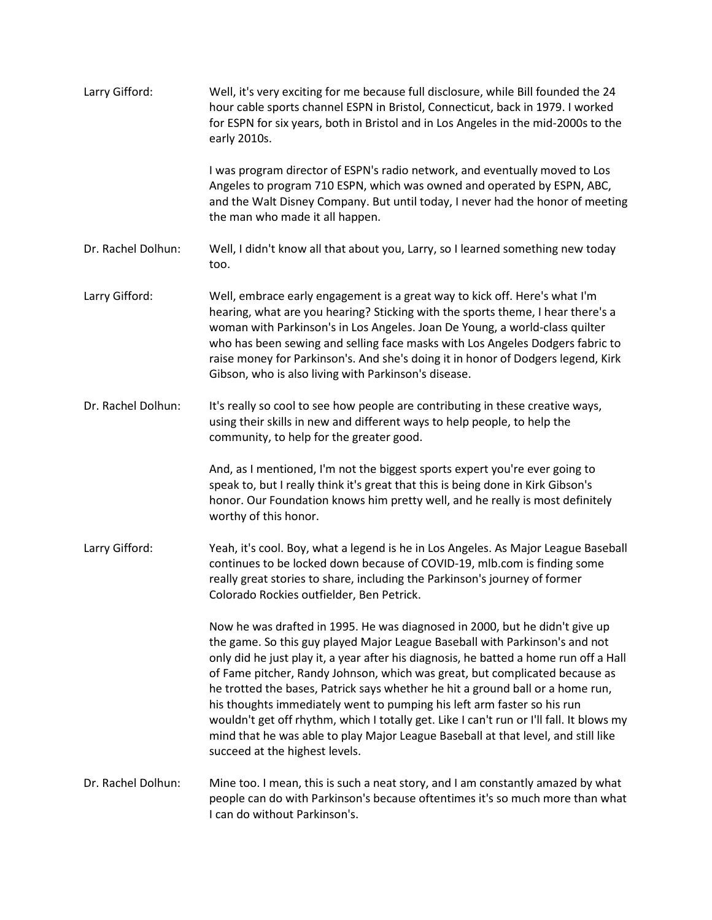**Larry Gifford:** Well, it's very exciting for me because full disclosure, while Bill founded the 24 hour cable sports channel ESPN in Bristol, Connecticut, back in 1979. I worked for ESPN for six years, both in Bristol and in Los Angeles in the mid-2000s to the early 2010s.

I was program director of ESPN's radio network, and eventually moved to Los Angeles to program 710 ESPN, which was owned and operated by ESPN, ABC, and the Walt Disney Company. But until today, I never had the honor of meeting the man who made it all happen.

**Dr. Rachel Dolhun:** Well, I didn't know all that about you, Larry, so I learned something new today too.

**Larry Gifford:** Well, embrace early engagement is a great way to kick off. Here's what I'm hearing, what are you hearing? Sticking with the sports theme, I hear there's a woman with Parkinson's in Los Angeles. Joan De Young, a world-class quilter who has been sewing and selling face masks with Los Angeles Dodgers fabric to raise money for Parkinson's. And she's doing it in honor of Dodgers legend, Kirk Gibson, who is also living with Parkinson's disease.

**Dr. Rachel Dolhun:** It's really so cool to see how people are contributing in these creative ways, using their skills in new and different ways to help people, to help the community, to help for the greater good.

And, as I mentioned, I'm not the biggest sports expert you're ever going to speak to, but I really think it's great that this is being done in Kirk Gibson's honor. Our Foundation knows him pretty well, and he really is most definitely worthy of this honor.

**Larry Gifford:** Yeah, it's cool. Boy, what a legend is he in Los Angeles. As Major League Baseball continues to be locked down because of COVID-19, mlb.com is finding some really great stories to share, including the Parkinson's journey of former Colorado Rockies outfielder, Ben Petrick.

Now he was drafted in 1995. He was diagnosed in 2000, but he didn't give up the game. So this guy played Major League Baseball with Parkinson's and not only did he just play it, a year after his diagnosis, he batted a home run off a Hall of Fame pitcher, Randy Johnson, which was great, but complicated because as he trotted the bases, Patrick says whether he hit a ground ball or a home run, his thoughts immediately went to pumping his left arm faster so his run wouldn't get off rhythm, which I totally get. Like I can't run or I'll fall. It blows my mind that he was able to play Major League Baseball at that level, and still like succeed at the highest levels.

**Dr. Rachel Dolhun:** Mine too. I mean, this is such a neat story, and I am constantly amazed by what people can do with Parkinson's because oftentimes it's so much more than what I can do without Parkinson's.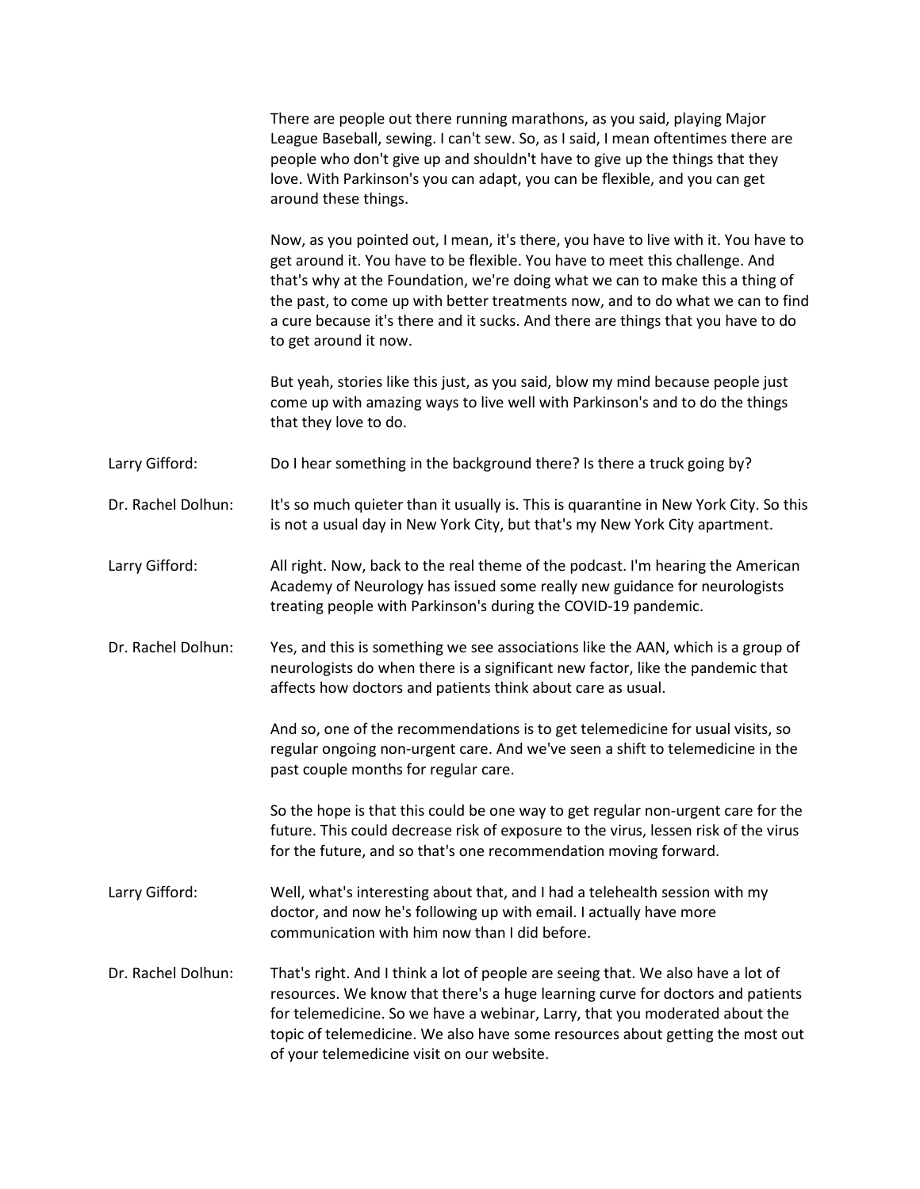There are people out there running marathons, as you said, playing Major League Baseball, sewing. I can't sew. So, as I said, I mean oftentimes there are people who don't give up and shouldn't have to give up the things that they love. With Parkinson's you can adapt, you can be flexible, and you can get around these things.

Now, as you pointed out, I mean, it's there, you have to live with it. You have to get around it. You have to be flexible. You have to meet this challenge. And that's why at the Foundation, we're doing what we can to make this a thing of the past, to come up with better treatments now, and to do what we can to find a cure because it's there and it sucks. And there are things that you have to do to get around it now.

But yeah, stories like this just, as you said, blow my mind because people just come up with amazing ways to live well with Parkinson's and to do the things that they love to do.

Larry Gifford: Do I hear something in the background there? Is there a truck going by?

Dr. Rachel Dolhun: It's so much quieter than it usually is. This is quarantine in New York City. So this is not a usual day in New York City, but that's my New York City apartment.

Larry Gifford: All right. Now, back to the real theme of the podcast. I'm hearing the American Academy of Neurology has issued some really new guidance for neurologists treating people with Parkinson's during the COVID-19 pandemic.

Dr. Rachel Dolhun: Yes, and this is something we see associations like the AAN, which is a group of neurologists do when there is a significant new factor, like the pandemic that affects how doctors and patients think about care as usual.

And so, one of the recommendations is to get telemedicine for usual visits, so regular ongoing non-urgent care. And we've seen a shift to telemedicine in the past couple months for regular care.

So the hope is that this could be one way to get regular non-urgent care for the future. This could decrease risk of exposure to the virus, lessen risk of the virus for the future, and so that's one recommendation moving forward.

Larry Gifford: Well, what's interesting about that, and I had a telehealth session with my doctor, and now he's following up with email. I actually have more communication with him now than I did before.

Dr. Rachel Dolhun: That's right. And I think a lot of people are seeing that. We also have a lot of resources. We know that there's a huge learning curve for doctors and patients for telemedicine. So we have a webinar, Larry, that you moderated about the topic of telemedicine. We also have some resources about getting the most out of your telemedicine visit on our website.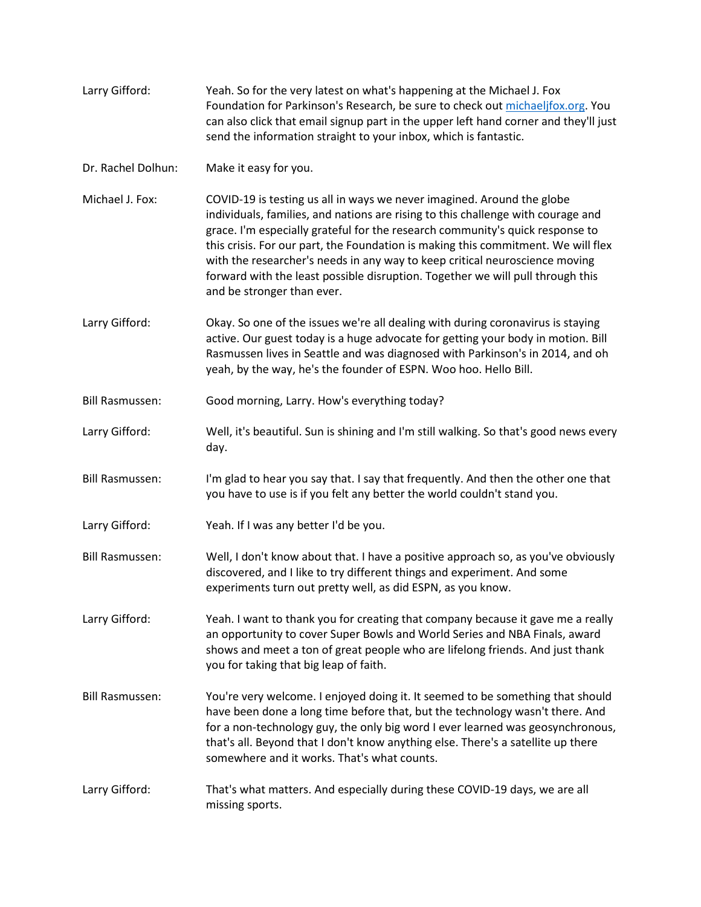**Larry Gifford:** Yeah. So for the very latest on what's happening at the Michael J. Fox Foundation for Parkinson's Research, be sure to check out [michaeljfox.org](http://michaeljfox.org). You can also click that email signup part in the upper left hand corner and they'll just send the information straight to your inbox, which is fantastic.

**Dr. Rachel Dolhun:** Make it easy for you.

**Michael J. Fox:** COVID-19 is testing us all in ways we never imagined. Around the globe individuals, families, and nations are rising to this challenge with courage and grace. I'm especially grateful for the research community's quick response to this crisis. For our part, the Foundation is making this commitment. We will flex with the researcher's needs in any way to keep critical neuroscience moving forward with the least possible disruption. Together we will pull through this and be stronger than ever.

**Larry Gifford:** Okay. So one of the issues we're all dealing with during coronavirus is staying active. Our guest today is a huge advocate for getting your body in motion. Bill Rasmussen lives in Seattle and was diagnosed with Parkinson's in 2014, and oh yeah, by the way, he's the founder of ESPN. Woo hoo. Hello Bill.

**Bill Rasmussen:** Good morning, Larry. How's everything today?

**Larry Gifford:** Well, it's beautiful. Sun is shining and I'm still walking. So that's good news every day.

**Bill Rasmussen:** I'm glad to hear you say that. I say that frequently. And then the other one that you have to use is if you felt any better the world couldn't stand you.

**Larry Gifford:** Yeah. If I was any better I'd be you.

**Bill Rasmussen:** Well, I don't know about that. I have a positive approach so, as you've obviously discovered, and I like to try different things and experiment. And some experiments turn out pretty well, as did ESPN, as you know.

**Larry Gifford:** Yeah. I want to thank you for creating that company because it gave me a really an opportunity to cover Super Bowls and World Series and NBA Finals, award shows and meet a ton of great people who are lifelong friends. And just thank you for taking that big leap of faith.

**Bill Rasmussen:** You're very welcome. I enjoyed doing it. It seemed to be something that should have been done a long time before that, but the technology wasn't there. And for a non-technology guy, the only big word I ever learned was geosynchronous, that's all. Beyond that I don't know anything else. There's a satellite up there somewhere and it works. That's what counts.

**Larry Gifford:** That's what matters. And especially during these COVID-19 days, we are all missing sports.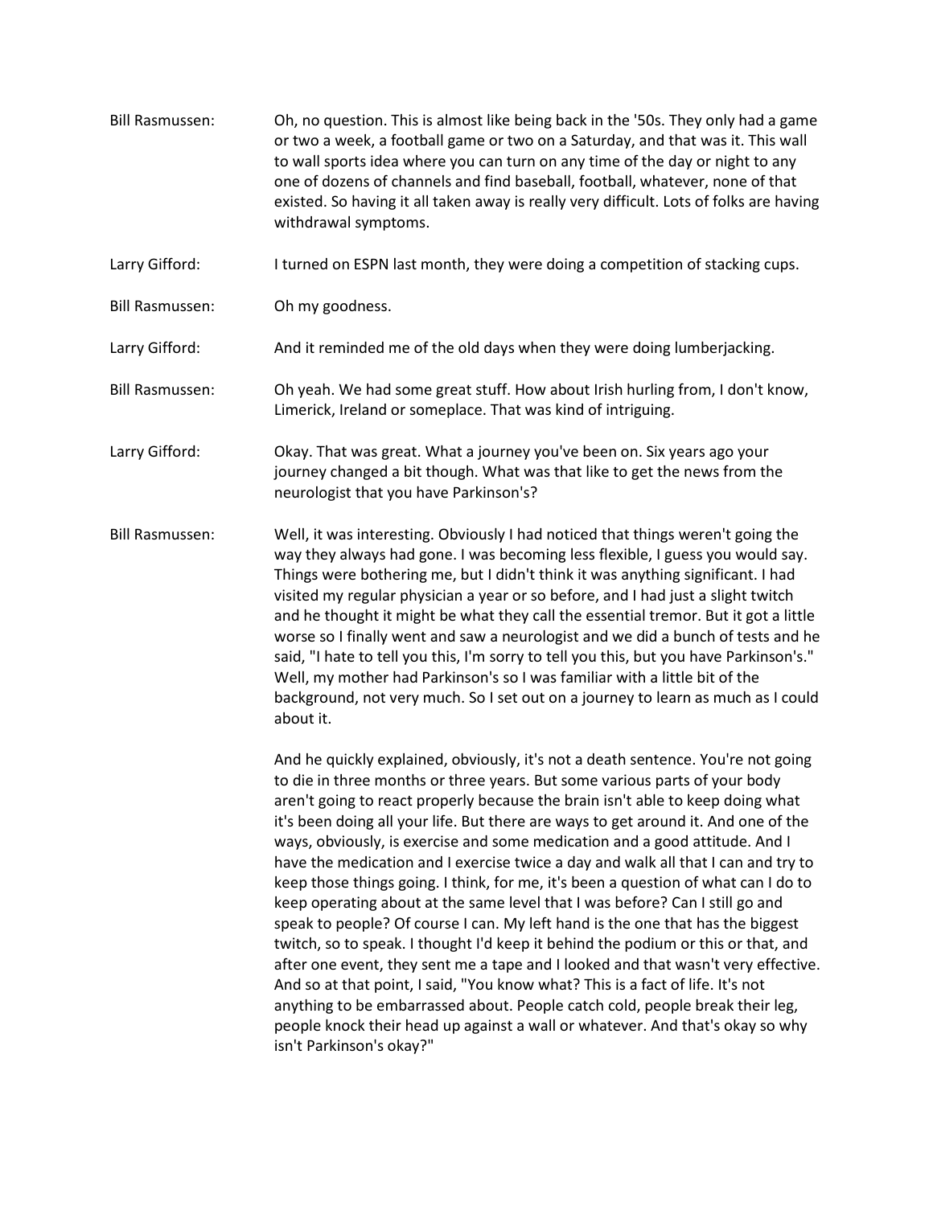Bill Rasmussen: Oh, no question. This is almost like being back in the '50s. They only had a game or two a week, a football game or two on a Saturday, and that was it. This wall to wall sports idea where you can turn on any time of the day or night to any one of dozens of channels and find baseball, football, whatever, none of that existed. So having it all taken away is really very difficult. Lots of folks are having withdrawal symptoms.

Larry Gifford: I turned on ESPN last month, they were doing a competition of stacking cups.

Bill Rasmussen: Oh my goodness.

Larry Gifford: And it reminded me of the old days when they were doing lumberjacking.

Bill Rasmussen: Oh yeah. We had some great stuff. How about Irish hurling from, I don't know, Limerick, Ireland or someplace. That was kind of intriguing.

Larry Gifford: Okay. That was great. What a journey you've been on. Six years ago your journey changed a bit though. What was that like to get the news from the neurologist that you have Parkinson's?

Bill Rasmussen: Well, it was interesting. Obviously I had noticed that things weren't going the way they always had gone. I was becoming less flexible, I guess you would say. Things were bothering me, but I didn't think it was anything significant. I had visited my regular physician a year or so before, and I had just a slight twitch and he thought it might be what they call the essential tremor. But it got a little worse so I finally went and saw a neurologist and we did a bunch of tests and he said, "I hate to tell you this, I'm sorry to tell you this, but you have Parkinson's." Well, my mother had Parkinson's so I was familiar with a little bit of the background, not very much. So I set out on a journey to learn as much as I could about it.

And he quickly explained, obviously, it's not a death sentence. You're not going to die in three months or three years. But some various parts of your body aren't going to react properly because the brain isn't able to keep doing what it's been doing all your life. But there are ways to get around it. And one of the ways, obviously, is exercise and some medication and a good attitude. And I have the medication and I exercise twice a day and walk all that I can and try to keep those things going. I think, for me, it's been a question of what can I do to keep operating about at the same level that I was before? Can I still go and speak to people? Of course I can. My left hand is the one that has the biggest twitch, so to speak. I thought I'd keep it behind the podium or this or that, and after one event, they sent me a tape and I looked and that wasn't very effective. And so at that point, I said, "You know what? This is a fact of life. It's not anything to be embarrassed about. People catch cold, people break their leg, people knock their head up against a wall or whatever. And that's okay so why isn't Parkinson's okay?"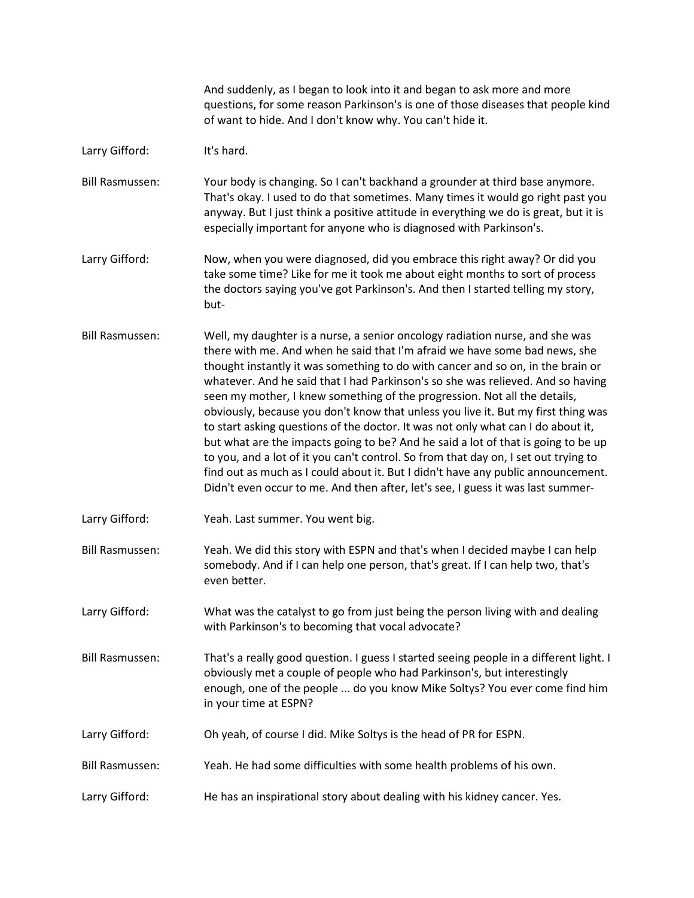And suddenly, as I began to look into it and began to ask more and more questions, for some reason Parkinson's is one of those diseases that people kind of want to hide. And I don't know why. You can't hide it.

Larry Gifford: It's hard.

Bill Rasmussen: Your body is changing. So I can't backhand a grounder at third base anymore. That's okay. I used to do that sometimes. Many times it would go right past you anyway. But I just think a positive attitude in everything we do is great, but it is especially important for anyone who is diagnosed with Parkinson's.

Larry Gifford: Now, when you were diagnosed, did you embrace this right away? Or did you take some time? Like for me it took me about eight months to sort of process the doctors saying you've got Parkinson's. And then I started telling my story, but-

Bill Rasmussen: Well, my daughter is a nurse, a senior oncology radiation nurse, and she was there with me. And when he said that I'm afraid we have some bad news, she thought instantly it was something to do with cancer and so on, in the brain or whatever. And he said that I had Parkinson's so she was relieved. And so having seen my mother, I knew something of the progression. Not all the details, obviously, because you don't know that unless you live it. But my first thing was to start asking questions of the doctor. It was not only what can I do about it, but what are the impacts going to be? And he said a lot of that is going to be up to you, and a lot of it you can't control. So from that day on, I set out trying to find out as much as I could about it. But I didn't have any public announcement. Didn't even occur to me. And then after, let's see, I guess it was last summer-

Larry Gifford: Yeah. Last summer. You went big.

Bill Rasmussen: Yeah. We did this story with ESPN and that's when I decided maybe I can help somebody. And if I can help one person, that's great. If I can help two, that's even better.

Larry Gifford: What was the catalyst to go from just being the person living with and dealing with Parkinson's to becoming that vocal advocate?

Bill Rasmussen: That's a really good question. I guess I started seeing people in a different light. I obviously met a couple of people who had Parkinson's, but interestingly enough, one of the people ... do you know Mike Soltys? You ever come find him in your time at ESPN?

Larry Gifford: Oh yeah, of course I did. Mike Soltys is the head of PR for ESPN.

Bill Rasmussen: Yeah. He had some difficulties with some health problems of his own.

Larry Gifford: He has an inspirational story about dealing with his kidney cancer. Yes.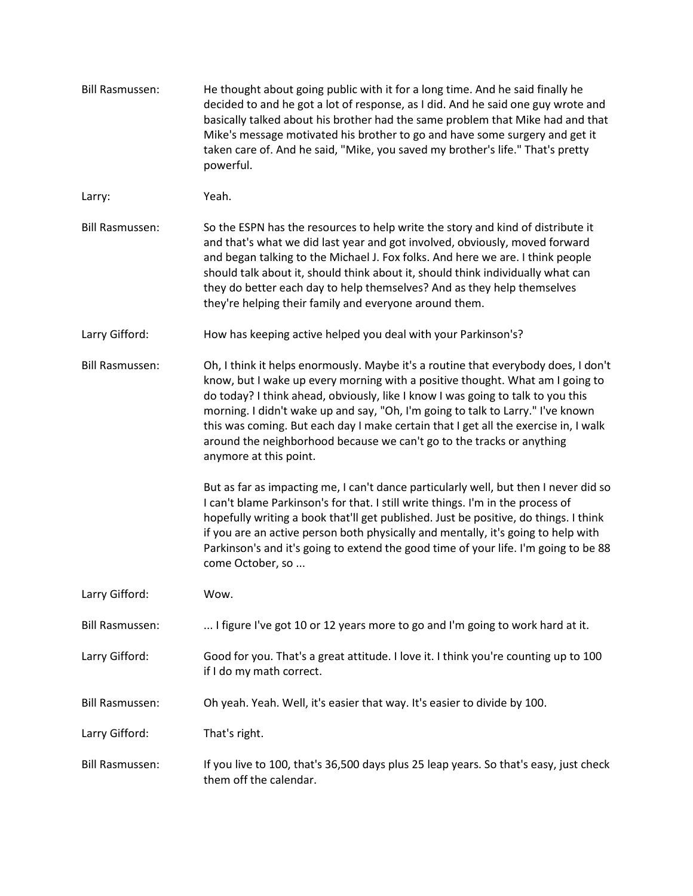**Bill Rasmussen:** He thought about going public with it for a long time. And he said finally he decided to and he got a lot of response, as I did. And he said one guy wrote and basically talked about his brother had the same problem that Mike had and that Mike's message motivated his brother to go and have some surgery and get it taken care of. And he said, "Mike, you saved my brother's life." That's pretty powerful.

**Larry:** Yeah.

**Bill Rasmussen:** So the ESPN has the resources to help write the story and kind of distribute it and that's what we did last year and got involved, obviously, moved forward and began talking to the Michael J. Fox folks. And here we are. I think people should talk about it, should think about it, should think individually what can they do better each day to help themselves? And as they help themselves they're helping their family and everyone around them.

**Larry Gifford:** How has keeping active helped you deal with your Parkinson's?

**Bill Rasmussen:** Oh, I think it helps enormously. Maybe it's a routine that everybody does, I don't know, but I wake up every morning with a positive thought. What am I going to do today? I think ahead, obviously, like I know I was going to talk to you this morning. I didn't wake up and say, "Oh, I'm going to talk to Larry." I've known this was coming. But each day I make certain that I get all the exercise in, I walk around the neighborhood because we can't go to the tracks or anything anymore at this point.

But as far as impacting me, I can't dance particularly well, but then I never did so I can't blame Parkinson's for that. I still write things. I'm in the process of hopefully writing a book that'll get published. Just be positive, do things. I think if you are an active person both physically and mentally, it's going to help with Parkinson's and it's going to extend the good time of your life. I'm going to be 88 come October, so ...

**Larry Gifford:** Wow.

**Bill Rasmussen:** ... I figure I've got 10 or 12 years more to go and I'm going to work hard at it.

**Larry Gifford:** Good for you. That's a great attitude. I love it. I think you're counting up to 100 if I do my math correct.

**Bill Rasmussen:** Oh yeah. Yeah. Well, it's easier that way. It's easier to divide by 100.

**Larry Gifford:** That's right.

**Bill Rasmussen:** If you live to 100, that's 36,500 days plus 25 leap years. So that's easy, just check them off the calendar.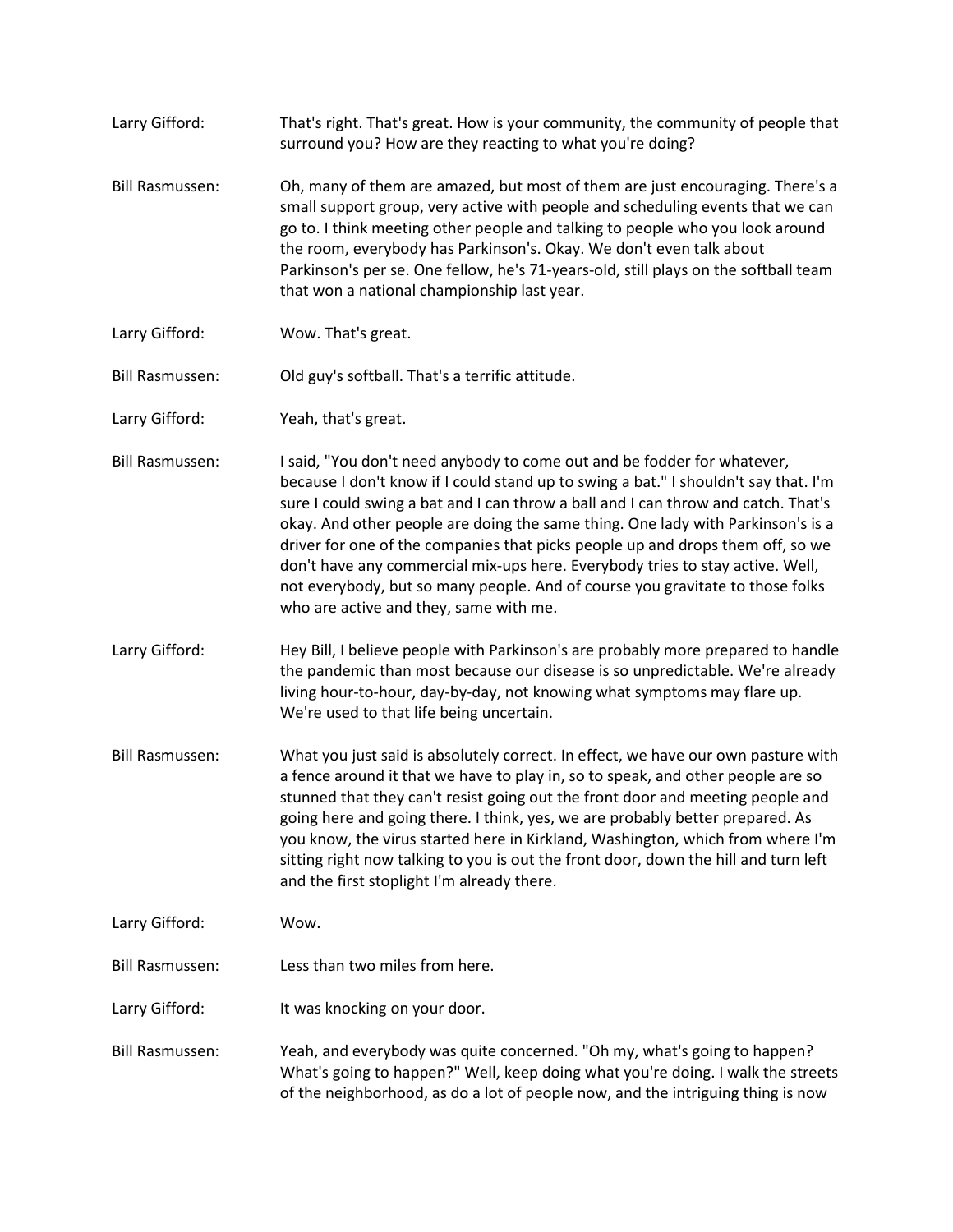Larry Gifford: That's right. That's great. How is your community, the community of people that surround you? How are they reacting to what you're doing?

Bill Rasmussen: Oh, many of them are amazed, but most of them are just encouraging. There's a small support group, very active with people and scheduling events that we can go to. I think meeting other people and talking to people who you look around the room, everybody has Parkinson's. Okay. We don't even talk about Parkinson's per se. One fellow, he's 71-years-old, still plays on the softball team that won a national championship last year.

Larry Gifford: Wow. That's great.

Bill Rasmussen: Old guy's softball. That's a terrific attitude.

Larry Gifford: Yeah, that's great.

Bill Rasmussen: I said, "You don't need anybody to come out and be fodder for whatever, because I don't know if I could stand up to swing a bat." I shouldn't say that. I'm sure I could swing a bat and I can throw a ball and I can throw and catch. That's okay. And other people are doing the same thing. One lady with Parkinson's is a driver for one of the companies that picks people up and drops them off, so we don't have any commercial mix-ups here. Everybody tries to stay active. Well, not everybody, but so many people. And of course you gravitate to those folks who are active and they, same with me.

Larry Gifford: Hey Bill, I believe people with Parkinson's are probably more prepared to handle the pandemic than most because our disease is so unpredictable. We're already living hour-to-hour, day-by-day, not knowing what symptoms may flare up. We're used to that life being uncertain.

Bill Rasmussen: What you just said is absolutely correct. In effect, we have our own pasture with a fence around it that we have to play in, so to speak, and other people are so stunned that they can't resist going out the front door and meeting people and going here and going there. I think, yes, we are probably better prepared. As you know, the virus started here in Kirkland, Washington, which from where I'm sitting right now talking to you is out the front door, down the hill and turn left and the first stoplight I'm already there.

Larry Gifford: Wow.

Bill Rasmussen: Less than two miles from here.

Larry Gifford: It was knocking on your door.

Bill Rasmussen: Yeah, and everybody was quite concerned. "Oh my, what's going to happen? What's going to happen?" Well, keep doing what you're doing. I walk the streets of the neighborhood, as do a lot of people now, and the intriguing thing is now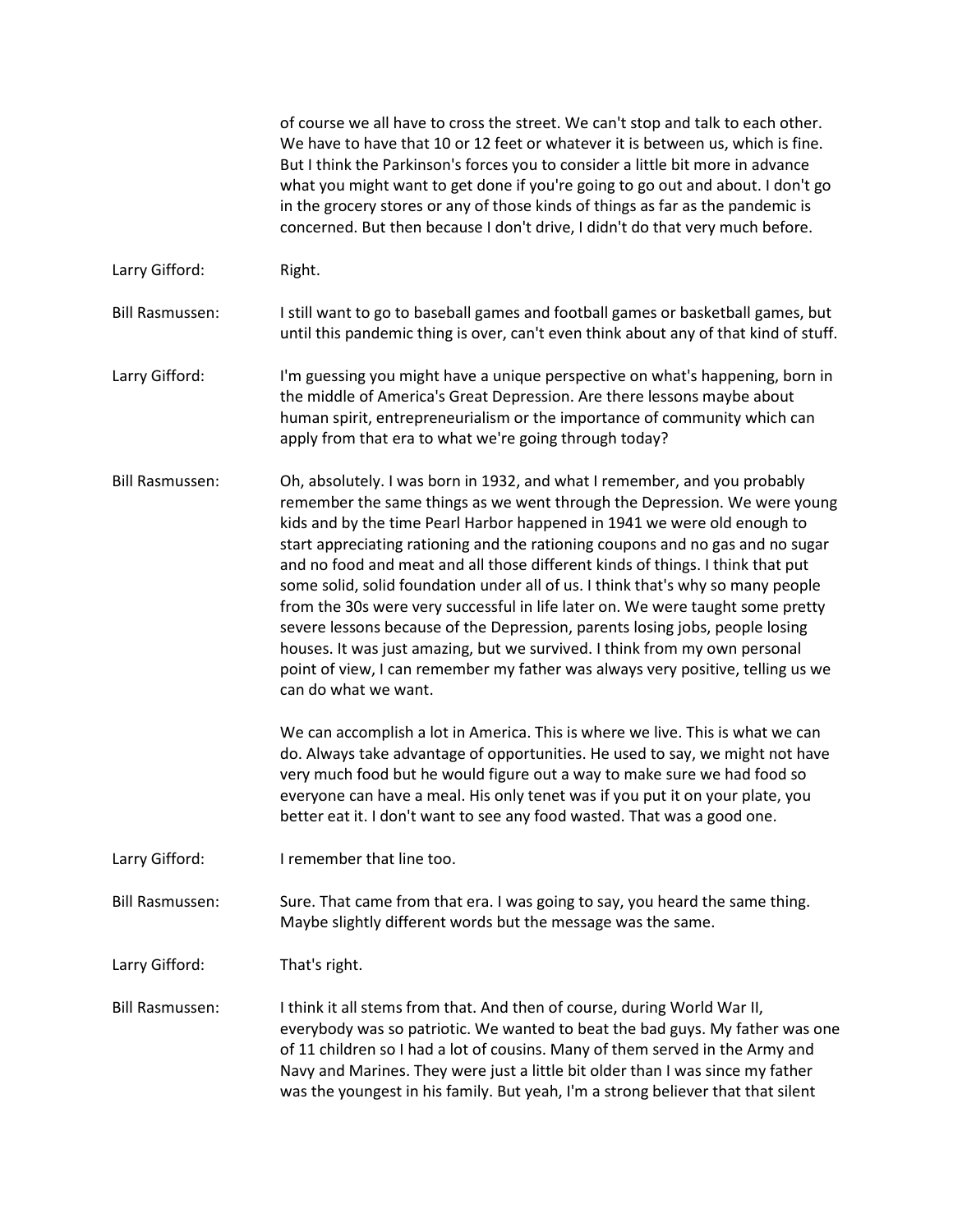of course we all have to cross the street. We can't stop and talk to each other. We have to have that 10 or 12 feet or whatever it is between us, which is fine. But I think the Parkinson's forces you to consider a little bit more in advance what you might want to get done if you're going to go out and about. I don't go in the grocery stores or any of those kinds of things as far as the pandemic is concerned. But then because I don't drive, I didn't do that very much before.

**Larry Gifford:** Right.

**Bill Rasmussen:** I still want to go to baseball games and football games or basketball games, but until this pandemic thing is over, can't even think about any of that kind of stuff.

**Larry Gifford:** I'm guessing you might have a unique perspective on what's happening, born in the middle of America's Great Depression. Are there lessons maybe about human spirit, entrepreneurialism or the importance of community which can apply from that era to what we're going through today?

**Bill Rasmussen:** Oh, absolutely. I was born in 1932, and what I remember, and you probably remember the same things as we went through the Depression. We were young kids and by the time Pearl Harbor happened in 1941 we were old enough to start appreciating rationing and the rationing coupons and no gas and no sugar and no food and meat and all those different kinds of things. I think that put some solid, solid foundation under all of us. I think that's why so many people from the 30s were very successful in life later on. We were taught some pretty severe lessons because of the Depression, parents losing jobs, people losing houses. It was just amazing, but we survived. I think from my own personal point of view, I can remember my father was always very positive, telling us we can do what we want.

We can accomplish a lot in America. This is where we live. This is what we can do. Always take advantage of opportunities. He used to say, we might not have very much food but he would figure out a way to make sure we had food so everyone can have a meal. His only tenet was if you put it on your plate, you better eat it. I don't want to see any food wasted. That was a good one.

**Larry Gifford:** I remember that line too.

**Bill Rasmussen:** Sure. That came from that era. I was going to say, you heard the same thing. Maybe slightly different words but the message was the same.

**Larry Gifford:** That's right.

**Bill Rasmussen:** I think it all stems from that. And then of course, during World War II, everybody was so patriotic. We wanted to beat the bad guys. My father was one of 11 children so I had a lot of cousins. Many of them served in the Army and Navy and Marines. They were just a little bit older than I was since my father was the youngest in his family. But yeah, I'm a strong believer that that silent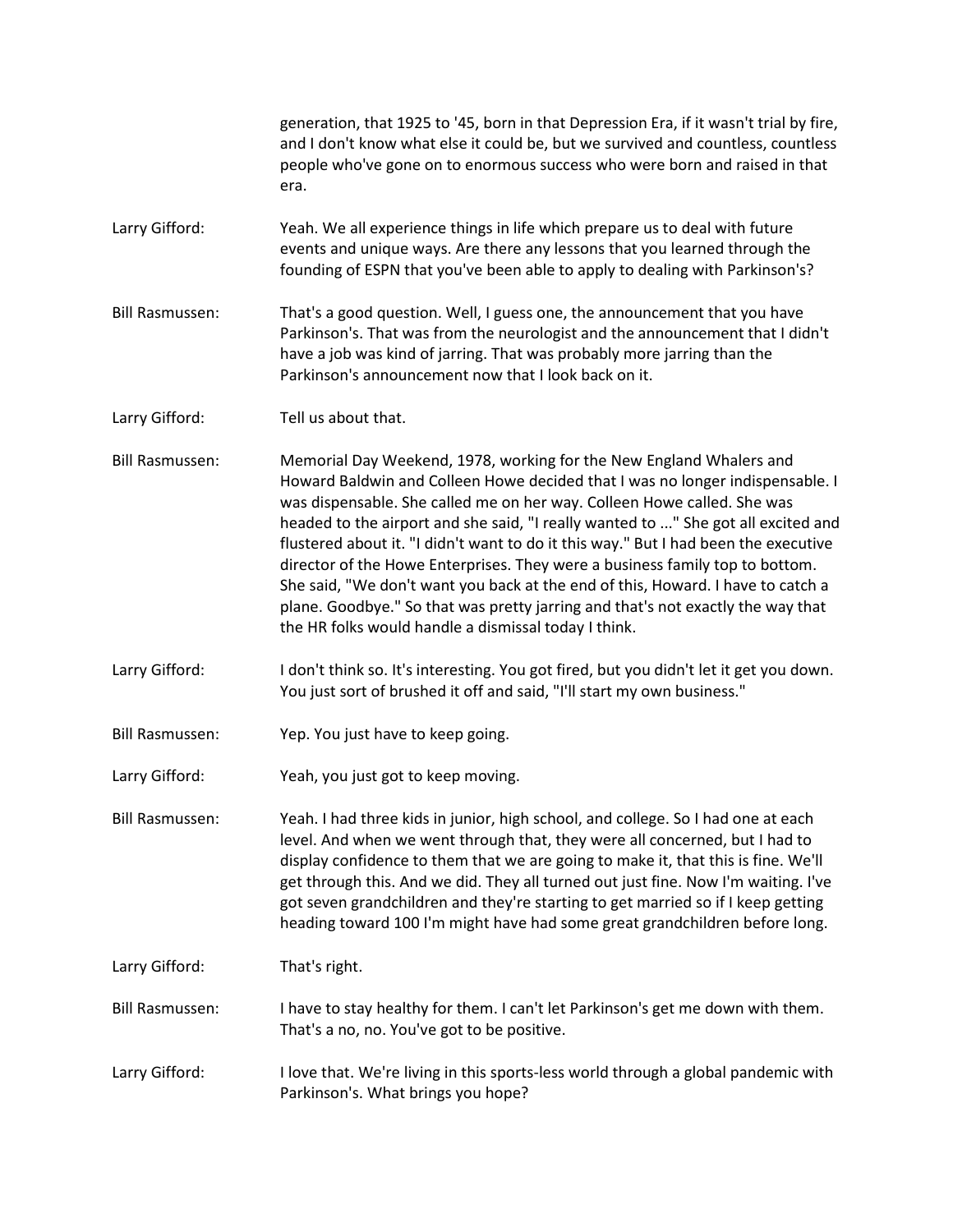generation, that 1925 to '45, born in that Depression Era, if it wasn't trial by fire, and I don't know what else it could be, but we survived and countless, countless people who've gone on to enormous success who were born and raised in that era.

Larry Gifford: Yeah. We all experience things in life which prepare us to deal with future events and unique ways. Are there any lessons that you learned through the founding of ESPN that you've been able to apply to dealing with Parkinson's?

Bill Rasmussen: That's a good question. Well, I guess one, the announcement that you have Parkinson's. That was from the neurologist and the announcement that I didn't have a job was kind of jarring. That was probably more jarring than the Parkinson's announcement now that I look back on it.

Larry Gifford: Tell us about that.

Bill Rasmussen: Memorial Day Weekend, 1978, working for the New England Whalers and Howard Baldwin and Colleen Howe decided that I was no longer indispensable. I was dispensable. She called me on her way. Colleen Howe called. She was headed to the airport and she said, "I really wanted to ..." She got all excited and flustered about it. "I didn't want to do it this way." But I had been the executive director of the Howe Enterprises. They were a business family top to bottom. She said, "We don't want you back at the end of this, Howard. I have to catch a plane. Goodbye." So that was pretty jarring and that's not exactly the way that the HR folks would handle a dismissal today I think.

Larry Gifford: I don't think so. It's interesting. You got fired, but you didn't let it get you down. You just sort of brushed it off and said, "I'll start my own business."

Bill Rasmussen: Yep. You just have to keep going.

Larry Gifford: Yeah, you just got to keep moving.

Bill Rasmussen: Yeah. I had three kids in junior, high school, and college. So I had one at each level. And when we went through that, they were all concerned, but I had to display confidence to them that we are going to make it, that this is fine. We'll get through this. And we did. They all turned out just fine. Now I'm waiting. I've got seven grandchildren and they're starting to get married so if I keep getting heading toward 100 I'm might have had some great grandchildren before long.

Larry Gifford: That's right.

Bill Rasmussen: I have to stay healthy for them. I can't let Parkinson's get me down with them. That's a no, no. You've got to be positive.

Larry Gifford: I love that. We're living in this sports-less world through a global pandemic with Parkinson's. What brings you hope?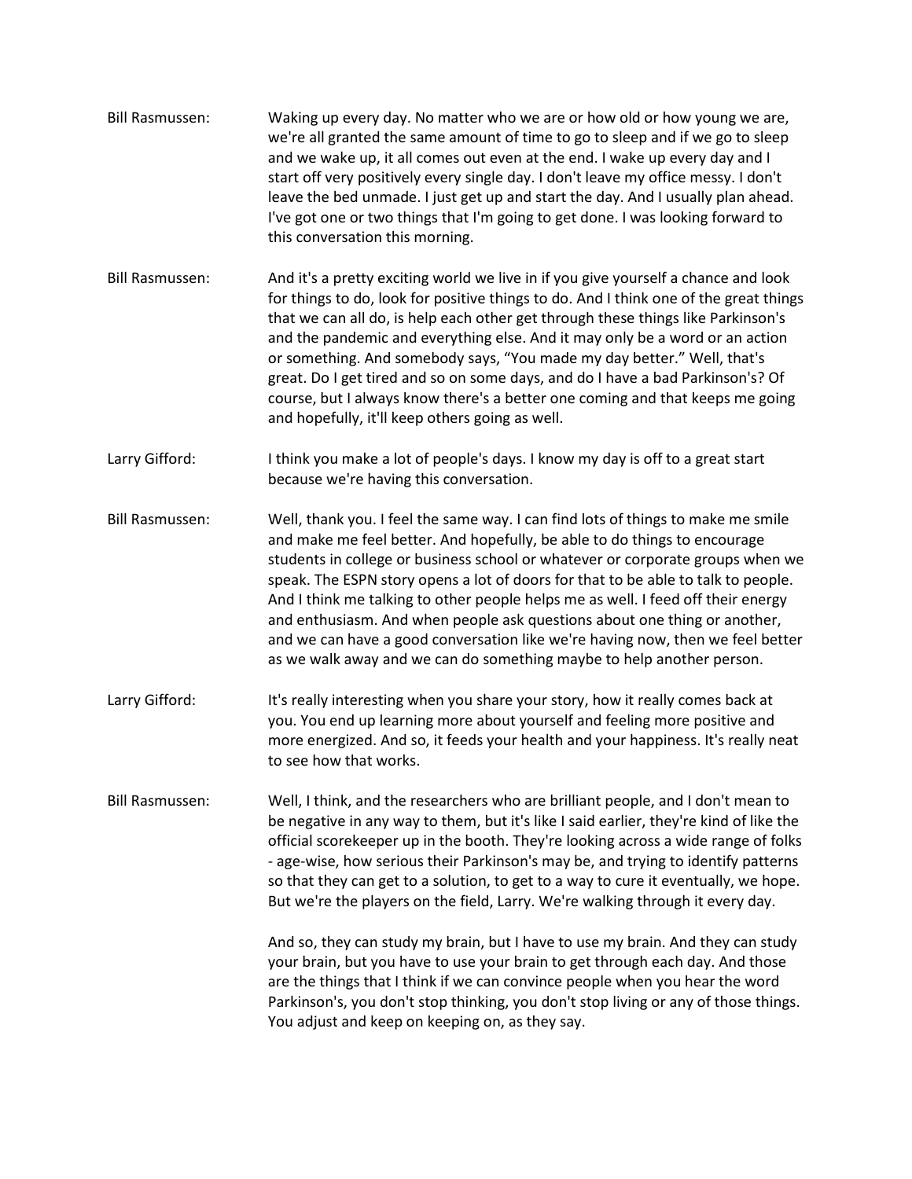**Bill Rasmussen:** Waking up every day. No matter who we are or how old or how young we are, we're all granted the same amount of time to go to sleep and if we go to sleep and we wake up, it all comes out even at the end. I wake up every day and I start off very positively every single day. I don't leave my office messy. I don't leave the bed unmade. I just get up and start the day. And I usually plan ahead. I've got one or two things that I'm going to get done. I was looking forward to this conversation this morning.

**Bill Rasmussen:** And it's a pretty exciting world we live in if you give yourself a chance and look for things to do, look for positive things to do. And I think one of the great things that we can all do, is help each other get through these things like Parkinson's and the pandemic and everything else. And it may only be a word or an action or something. And somebody says, "You made my day better." Well, that's great. Do I get tired and so on some days, and do I have a bad Parkinson's? Of course, but I always know there's a better one coming and that keeps me going and hopefully, it'll keep others going as well.

**Larry Gifford:** I think you make a lot of people's days. I know my day is off to a great start because we're having this conversation.

**Bill Rasmussen:** Well, thank you. I feel the same way. I can find lots of things to make me smile and make me feel better. And hopefully, be able to do things to encourage students in college or business school or whatever or corporate groups when we speak. The ESPN story opens a lot of doors for that to be able to talk to people. And I think me talking to other people helps me as well. I feed off their energy and enthusiasm. And when people ask questions about one thing or another, and we can have a good conversation like we're having now, then we feel better as we walk away and we can do something maybe to help another person.

**Larry Gifford:** It's really interesting when you share your story, how it really comes back at you. You end up learning more about yourself and feeling more positive and more energized. And so, it feeds your health and your happiness. It's really neat to see how that works.

**Bill Rasmussen:** Well, I think, and the researchers who are brilliant people, and I don't mean to be negative in any way to them, but it's like I said earlier, they're kind of like the official scorekeeper up in the booth. They're looking across a wide range of folks - age-wise, how serious their Parkinson's may be, and trying to identify patterns so that they can get to a solution, to get to a way to cure it eventually, we hope. But we're the players on the field, Larry. We're walking through it every day.

And so, they can study my brain, but I have to use my brain. And they can study your brain, but you have to use your brain to get through each day. And those are the things that I think if we can convince people when you hear the word Parkinson's, you don't stop thinking, you don't stop living or any of those things. You adjust and keep on keeping on, as they say.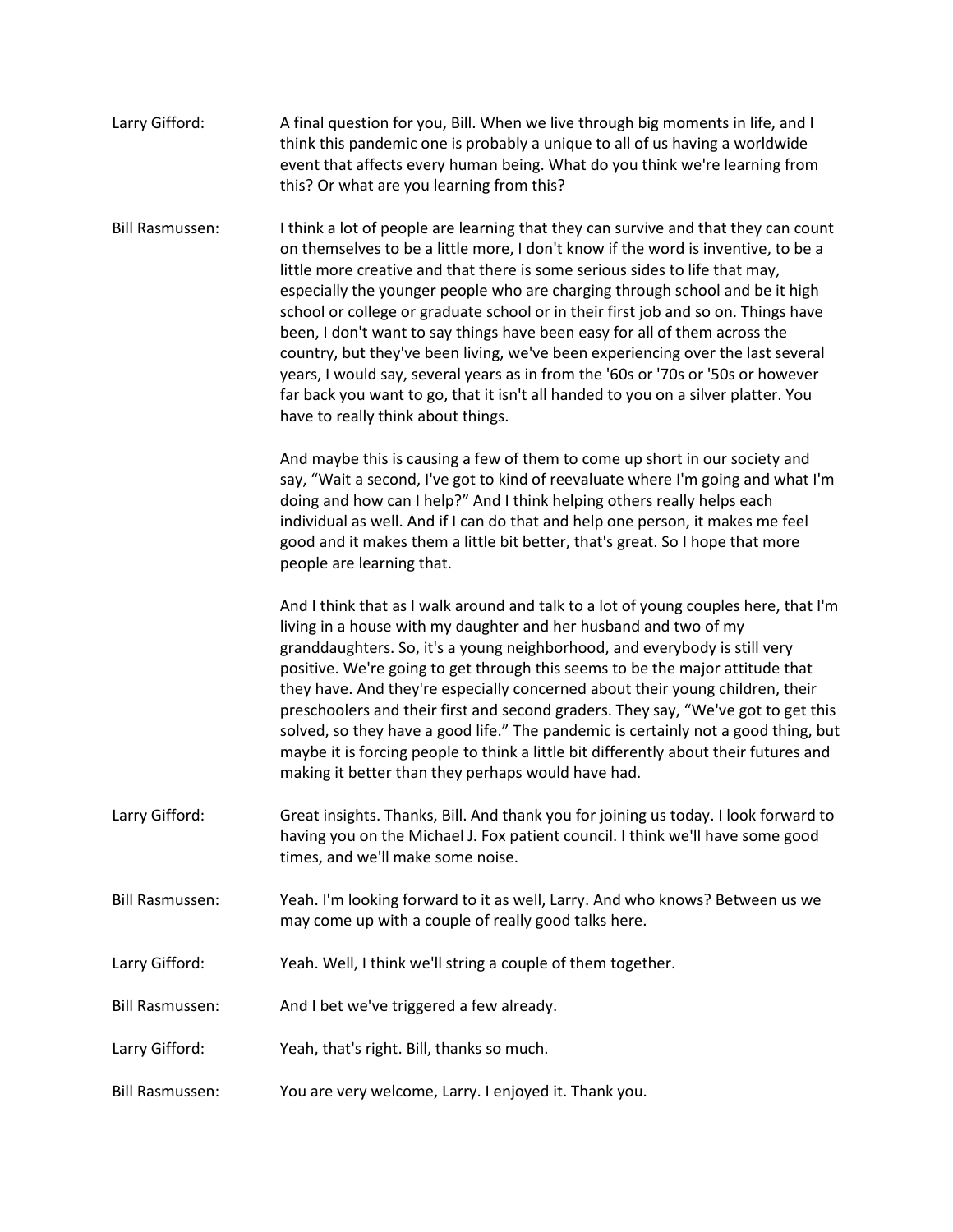Larry Gifford: A final question for you, Bill. When we live through big moments in life, and I think this pandemic one is probably a unique to all of us having a worldwide event that affects every human being. What do you think we're learning from this? Or what are you learning from this?

Bill Rasmussen: I think a lot of people are learning that they can survive and that they can count on themselves to be a little more, I don't know if the word is inventive, to be a little more creative and that there is some serious sides to life that may, especially the younger people who are charging through school and be it high school or college or graduate school or in their first job and so on. Things have been, I don't want to say things have been easy for all of them across the country, but they've been living, we've been experiencing over the last several years, I would say, several years as in from the '60s or '70s or '50s or however far back you want to go, that it isn't all handed to you on a silver platter. You have to really think about things.

And maybe this is causing a few of them to come up short in our society and say, "Wait a second, I've got to kind of reevaluate where I'm going and what I'm doing and how can I help?" And I think helping others really helps each individual as well. And if I can do that and help one person, it makes me feel good and it makes them a little bit better, that's great. So I hope that more people are learning that.

And I think that as I walk around and talk to a lot of young couples here, that I'm living in a house with my daughter and her husband and two of my granddaughters. So, it's a young neighborhood, and everybody is still very positive. We're going to get through this seems to be the major attitude that they have. And they're especially concerned about their young children, their preschoolers and their first and second graders. They say, "We've got to get this solved, so they have a good life." The pandemic is certainly not a good thing, but maybe it is forcing people to think a little bit differently about their futures and making it better than they perhaps would have had.

Larry Gifford: Great insights. Thanks, Bill. And thank you for joining us today. I look forward to having you on the Michael J. Fox patient council. I think we'll have some good times, and we'll make some noise.

Bill Rasmussen: Yeah. I'm looking forward to it as well, Larry. And who knows? Between us we may come up with a couple of really good talks here.

Larry Gifford: Yeah. Well, I think we'll string a couple of them together.

Bill Rasmussen: And I bet we've triggered a few already.

Larry Gifford: Yeah, that's right. Bill, thanks so much.

Bill Rasmussen: You are very welcome, Larry. I enjoyed it. Thank you.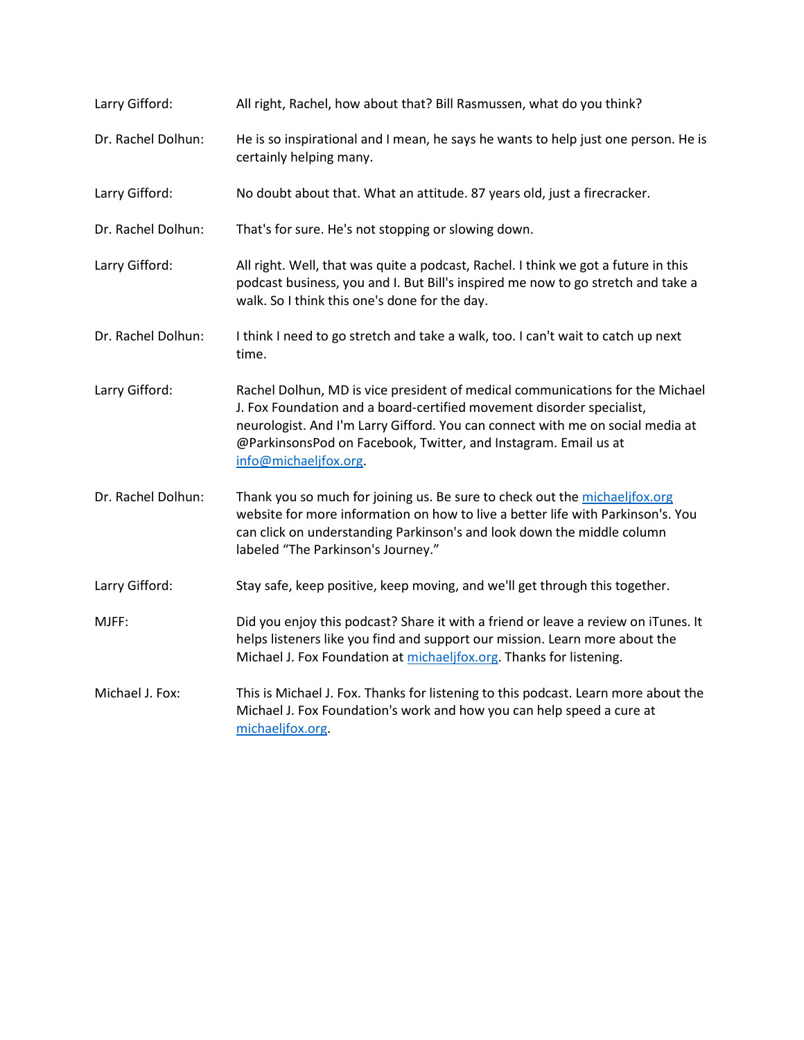Larry Gifford: All right, Rachel, how about that? Bill Rasmussen, what do you think?

Dr. Rachel Dolhun: He is so inspirational and I mean, he says he wants to help just one person. He is certainly helping many.

Larry Gifford: No doubt about that. What an attitude. 87 years old, just a firecracker.

Dr. Rachel Dolhun: That's for sure. He's not stopping or slowing down.

Larry Gifford: All right. Well, that was quite a podcast, Rachel. I think we got a future in this podcast business, you and I. But Bill's inspired me now to go stretch and take a walk. So I think this one's done for the day.

Dr. Rachel Dolhun: I think I need to go stretch and take a walk, too. I can't wait to catch up next time.

Larry Gifford: Rachel Dolhun, MD is vice president of medical communications for the Michael J. Fox Foundation and a board-certified movement disorder specialist, neurologist. And I'm Larry Gifford. You can connect with me on social media at @ParkinsonsPod on Facebook, Twitter, and Instagram. Email us at [info@michaeljfox.org](mailto:info@michaeljfox.org).

Dr. Rachel Dolhun: Thank you so much for joining us. Be sure to check out the [michaeljfox.org](https://michaeljfox.org) website for more information on how to live a better life with Parkinson's. You can click on understanding Parkinson's and look down the middle column labeled "The Parkinson's Journey."

Larry Gifford: Stay safe, keep positive, keep moving, and we'll get through this together.

MJFF: Did you enjoy this podcast? Share it with a friend or leave a review on iTunes. It helps listeners like you find and support our mission. Learn more about the Michael J. Fox Foundation at [michaeljfox.org](https://michaeljfox.org). Thanks for listening.

Michael J. Fox: This is Michael J. Fox. Thanks for listening to this podcast. Learn more about the Michael J. Fox Foundation's work and how you can help speed a cure at [michaeljfox.org](https://michaeljfox.org).